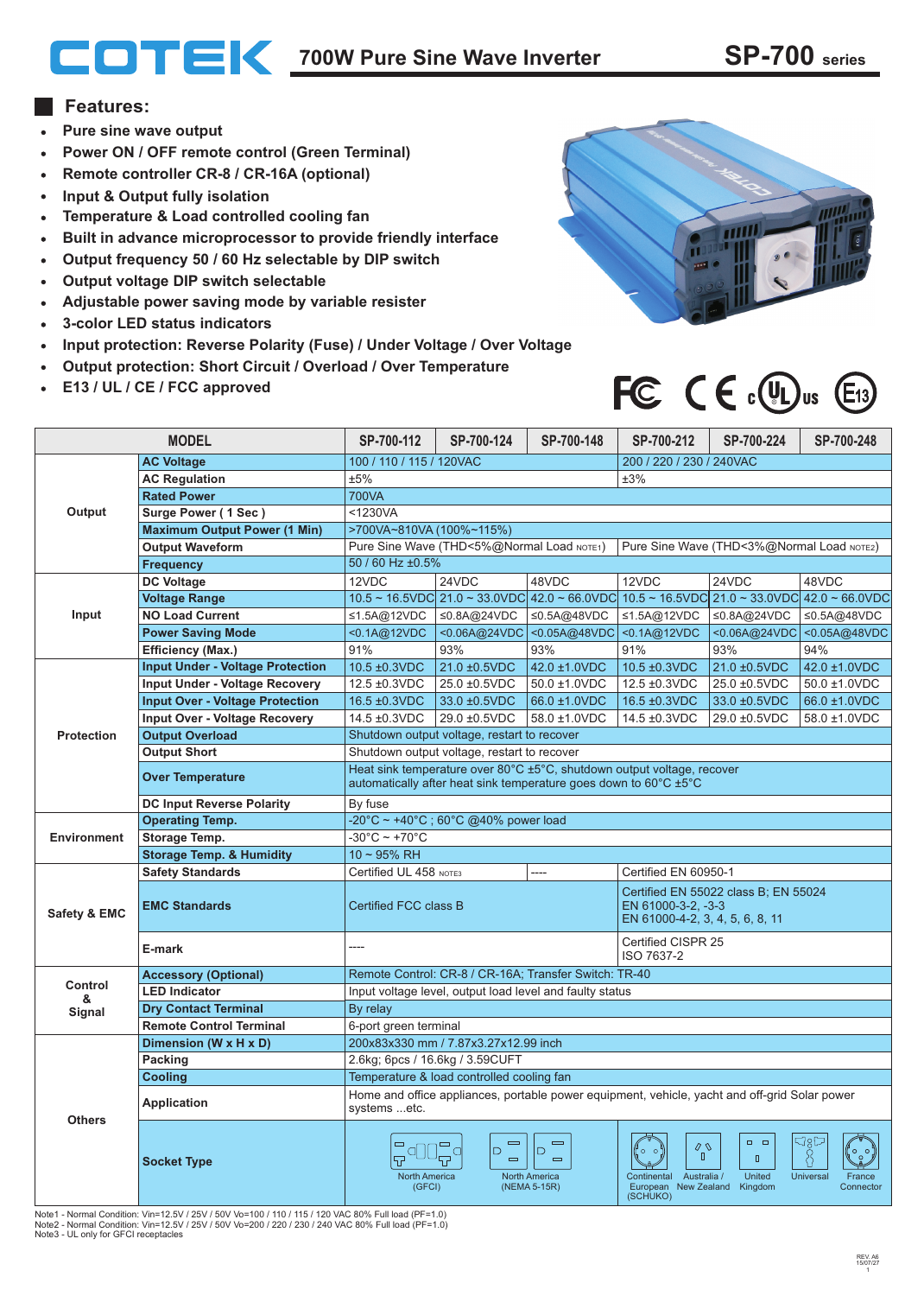# COTEK 700W Pure Sine Wave Inverter SP-700 series

## Features:

- Pure sine wave output
- Power ON / OFF remote control (Green Terminal)
- Remote controller CR-8 / CR-16A (optional)
- Input & Output fully isolation
- Temperature & Load controlled cooling fan
- Built in advance microprocessor to provide friendly interface
- Output frequency 50 / 60 Hz selectable by DIP switch
- Output voltage DIP switch selectable
- Adjustable power saving mode by variable resister
- 3-color LED status indicators
- Input protection: Reverse Polarity (Fuse) / Under Voltage / Over Voltage
- Output protection: Short Circuit / Overload / Over Temperature
- E13 / UL / CE / FCC approved

| MODEL | | SP-700-112 | SP-700-124 | SP-700-148 | SP-700-212 | SP-700-224 | SP-700-248 |
|---|---|---|---|---|---|---|---|
| Output | AC Voltage | 100 / 110 / 115 / 120VAC | | | 200 / 220 / 230 / 240VAC | | |
| | AC Regulation | ±5% | | | ±3% | | |
| | Rated Power | 700VA | | | | | |
| | Surge Power ( 1 Sec ) | <1230VA | | | | | |
| | Maximum Output Power (1 Min) | >700VA~810VA (100%~115%) | | | | | |
| | Output Waveform | Pure Sine Wave (THD<5%@Normal Load NOTE1) | | | Pure Sine Wave (THD<3%@Normal Load NOTE2) | | |
| | Frequency | 50 / 60 Hz ±0.5% | | | | | |
| Input | DC Voltage | 12VDC | 24VDC | 48VDC | 12VDC | 24VDC | 48VDC |
| | Voltage Range | 10.5 ~ 16.5VDC | 21.0 ~ 33.0VDC | 42.0 ~ 66.0VDC | 10.5 ~ 16.5VDC | 21.0 ~ 33.0VDC | 42.0 ~ 66.0VDC |
| | NO Load Current | ≤1.5A@12VDC | ≤0.8A@24VDC | ≤0.5A@48VDC | ≤1.5A@12VDC | ≤0.8A@24VDC | ≤0.5A@48VDC |
| | Power Saving Mode | <0.1A@12VDC | <0.06A@24VDC | <0.05A@48VDC | <0.1A@12VDC | <0.06A@24VDC | <0.05A@48VDC |
| | Efficiency (Max.) | 91% | 93% | 93% | 91% | 93% | 94% |
| Protection | Input Under - Voltage Protection | 10.5 ±0.3VDC | 21.0 ±0.5VDC | 42.0 ±1.0VDC | 10.5 ±0.3VDC | 21.0 ±0.5VDC | 42.0 ±1.0VDC |
| | Input Under - Voltage Recovery | 12.5 ±0.3VDC | 25.0 ±0.5VDC | 50.0 ±1.0VDC | 12.5 ±0.3VDC | 25.0 ±0.5VDC | 50.0 ±1.0VDC |
| | Input Over - Voltage Protection | 16.5 ±0.3VDC | 33.0 ±0.5VDC | 66.0 ±1.0VDC | 16.5 ±0.3VDC | 33.0 ±0.5VDC | 66.0 ±1.0VDC |
| | Input Over - Voltage Recovery | 14.5 ±0.3VDC | 29.0 ±0.5VDC | 58.0 ±1.0VDC | 14.5 ±0.3VDC | 29.0 ±0.5VDC | 58.0 ±1.0VDC |
| | Output Overload | Shutdown output voltage, restart to recover | | | | | |
| | Output Short | Shutdown output voltage, restart to recover | | | | | |
| | Over Temperature | Heat sink temperature over 80°C ±5°C, shutdown output voltage, recover automatically after heat sink temperature goes down to 60°C ±5°C | | | | | |
| | DC Input Reverse Polarity | By fuse | | | | | |
| Environment | Operating Temp. | -20°C ~ +40°C ; 60°C @40% power load | | | | | |
| | Storage Temp. | -30°C ~ +70°C | | | | | |
| | Storage Temp. & Humidity | 10 ~ 95% RH | | | | | |
| Safety & EMC | Safety Standards | Certified UL 458 NOTE3 | | ---- | Certified EN 60950-1 | | |
| | EMC Standards | Certified FCC class B | | | Certified EN 55022 class B; EN 55024 EN 61000-3-2, -3-3 EN 61000-4-2, 3, 4, 5, 6, 8, 11 | | |
| | E-mark | ---- | | | Certified CISPR 25 ISO 7637-2 | | |
| Control & Signal | Accessory (Optional) | Remote Control: CR-8 / CR-16A; Transfer Switch: TR-40 | | | | | |
| | LED Indicator | Input voltage level, output load level and faulty status | | | | | |
| | Dry Contact Terminal | By relay | | | | | |
| | Remote Control Terminal | 6-port green terminal | | | | | |
| Others | Dimension (W x H x D) | 200x83x330 mm / 7.87x3.27x12.99 inch | | | | | |
| | Packing | 2.6kg; 6pcs / 16.6kg / 3.59CUFT | | | | | |
| | Cooling | Temperature & load controlled cooling fan | | | | | |
| | Application | Home and office appliances, portable power equipment, vehicle, yacht and off-grid Solar power systems ...etc. | | | | | |
| | Socket Type | North America (GFCI) | North America (NEMA 5-15R) | | Continental European (SCHUKO); Australia / New Zealand; United Kingdom; Universal; France Connector | | |

Note1 - Normal Condition: Vin=12.5V / 25V / 50V Vo=100 / 110 / 115 / 120 VAC 80% Full load (PF=1.0)
Note2 - Normal Condition: Vin=12.5V / 25V / 50V Vo=200 / 220 / 230 / 240 VAC 80% Full load (PF=1.0)
Note3 - UL only for GFCI receptacles

REV. A6 15/07/27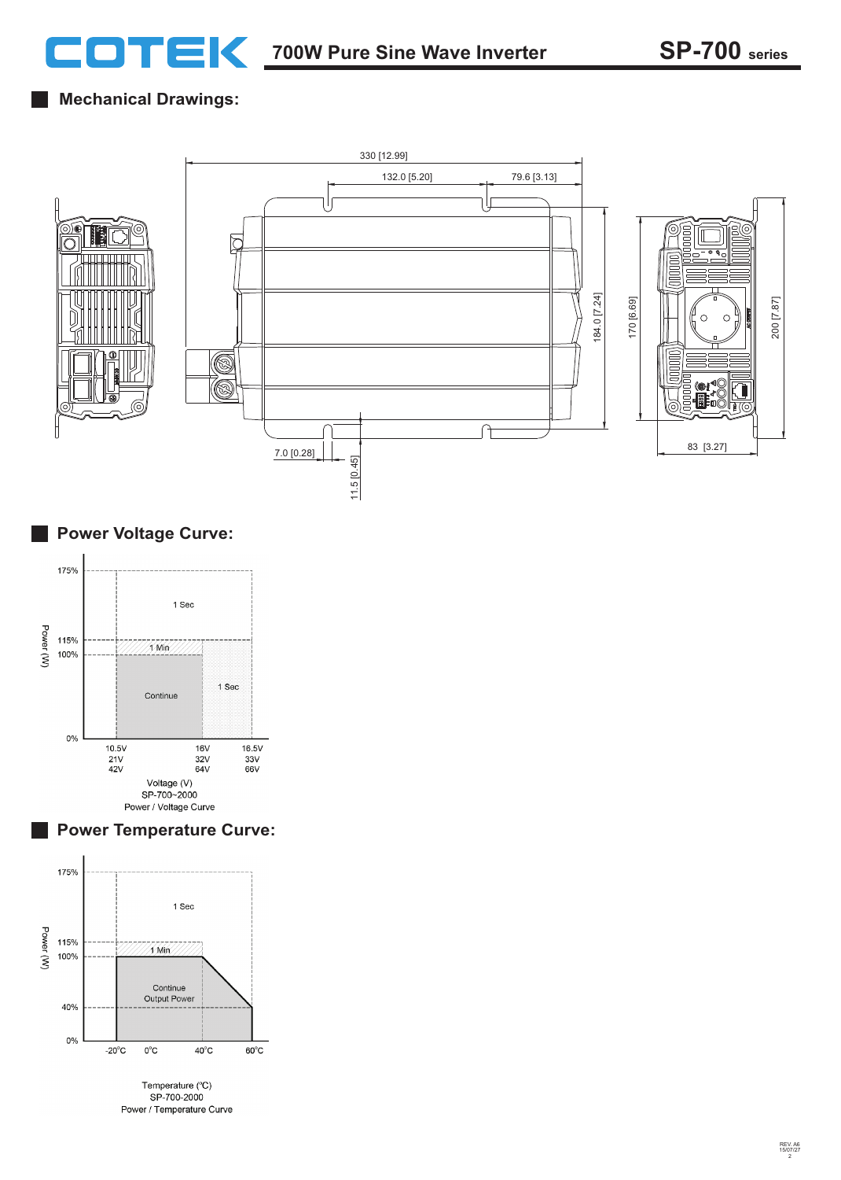## Mechanical Drawings:

330 [12.99]
132.0 [5.20]
79.6 [3.13]
184.0 [7.24]
170 [6.69]
200 [7.87]
83 [3.27]
7.0 [0.28]
11.5 [0.45]

## Power Voltage Curve:

175%
115%
100%
0%
Power (W)
1 Sec
1 Min
Continue
1 Sec
10.5V 21V 42V
16V 32V 64V
16.5V 33V 66V
Voltage (V)
SP-700~2000
Power / Voltage Curve

## Power Temperature Curve:

175%
115%
100%
40%
0%
Power (W)
1 Sec
1 Min
Continue Output Power
-20°C
0°C
40°C
60°C
Temperature (℃)
SP-700-2000
Power / Temperature Curve

REV. A6
15/07/27